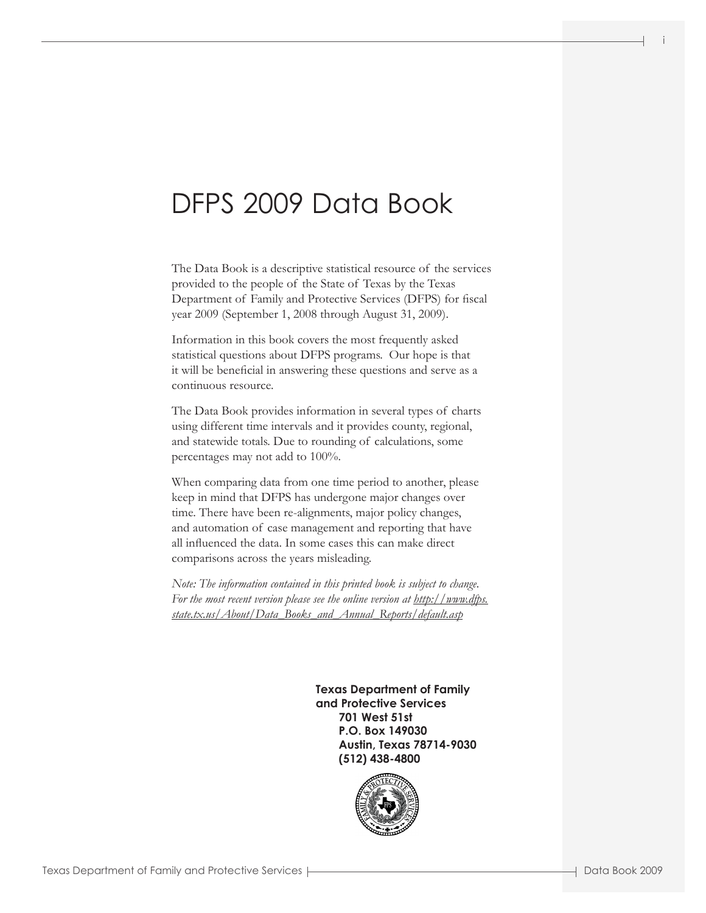# DFPS 2009 Data Book

The Data Book is a descriptive statistical resource of the services provided to the people of the State of Texas by the Texas Department of Family and Protective Services (DFPS) for fiscal year 2009 (September 1, 2008 through August 31, 2009).

Information in this book covers the most frequently asked statistical questions about DFPS programs. Our hope is that it will be beneficial in answering these questions and serve as a continuous resource.

The Data Book provides information in several types of charts using different time intervals and it provides county, regional, and statewide totals. Due to rounding of calculations, some percentages may not add to 100%.

When comparing data from one time period to another, please keep in mind that DFPS has undergone major changes over time. There have been re-alignments, major policy changes, and automation of case management and reporting that have all influenced the data. In some cases this can make direct comparisons across the years misleading.

*Note: The information contained in this printed book is subject to change. For the most recent version please see the online version at http://www.dfps.state.tx.us/About/Data_Books_and_Annual_Reports/default.asp*

**Texas Department of Family and Protective Services**
**701 West 51st**
**P.O. Box 149030**
**Austin, Texas 78714-9030**
**(512) 438-4800**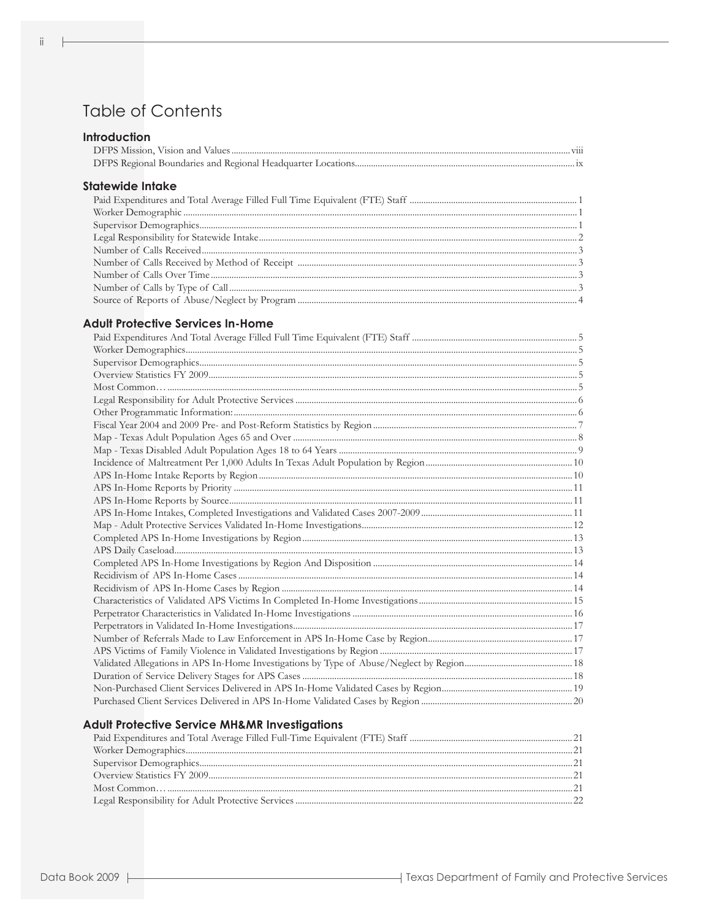# Table of Contents

## Introduction

DFPS Mission, Vision and Values ... viii
DFPS Regional Boundaries and Regional Headquarter Locations ... ix

## Statewide Intake

Paid Expenditures and Total Average Filled Full Time Equivalent (FTE) Staff ... 1
Worker Demographic ... 1
Supervisor Demographics ... 1
Legal Responsibility for Statewide Intake ... 2
Number of Calls Received ... 3
Number of Calls Received by Method of Receipt ... 3
Number of Calls Over Time ... 3
Number of Calls by Type of Call ... 3
Source of Reports of Abuse/Neglect by Program ... 4

## Adult Protective Services In-Home

Paid Expenditures And Total Average Filled Full Time Equivalent (FTE) Staff ... 5
Worker Demographics ... 5
Supervisor Demographics ... 5
Overview Statistics FY 2009 ... 5
Most Common… ... 5
Legal Responsibility for Adult Protective Services ... 6
Other Programmatic Information: ... 6
Fiscal Year 2004 and 2009 Pre- and Post-Reform Statistics by Region ... 7
Map - Texas Adult Population Ages 65 and Over ... 8
Map - Texas Disabled Adult Population Ages 18 to 64 Years ... 9
Incidence of Maltreatment Per 1,000 Adults In Texas Adult Population by Region ... 10
APS In-Home Intake Reports by Region ... 10
APS In-Home Reports by Priority ... 11
APS In-Home Reports by Source ... 11
APS In-Home Intakes, Completed Investigations and Validated Cases 2007-2009 ... 11
Map - Adult Protective Services Validated In-Home Investigations ... 12
Completed APS In-Home Investigations by Region ... 13
APS Daily Caseload ... 13
Completed APS In-Home Investigations by Region And Disposition ... 14
Recidivism of APS In-Home Cases ... 14
Recidivism of APS In-Home Cases by Region ... 14
Characteristics of Validated APS Victims In Completed In-Home Investigations ... 15
Perpetrator Characteristics in Validated In-Home Investigations ... 16
Perpetrators in Validated In-Home Investigations ... 17
Number of Referrals Made to Law Enforcement in APS In-Home Case by Region ... 17
APS Victims of Family Violence in Validated Investigations by Region ... 17
Validated Allegations in APS In-Home Investigations by Type of Abuse/Neglect by Region ... 18
Duration of Service Delivery Stages for APS Cases ... 18
Non-Purchased Client Services Delivered in APS In-Home Validated Cases by Region ... 19
Purchased Client Services Delivered in APS In-Home Validated Cases by Region ... 20

## Adult Protective Service MH&MR Investigations

Paid Expenditures and Total Average Filled Full-Time Equivalent (FTE) Staff ... 21
Worker Demographics ... 21
Supervisor Demographics ... 21
Overview Statistics FY 2009 ... 21
Most Common… ... 21
Legal Responsibility for Adult Protective Services ... 22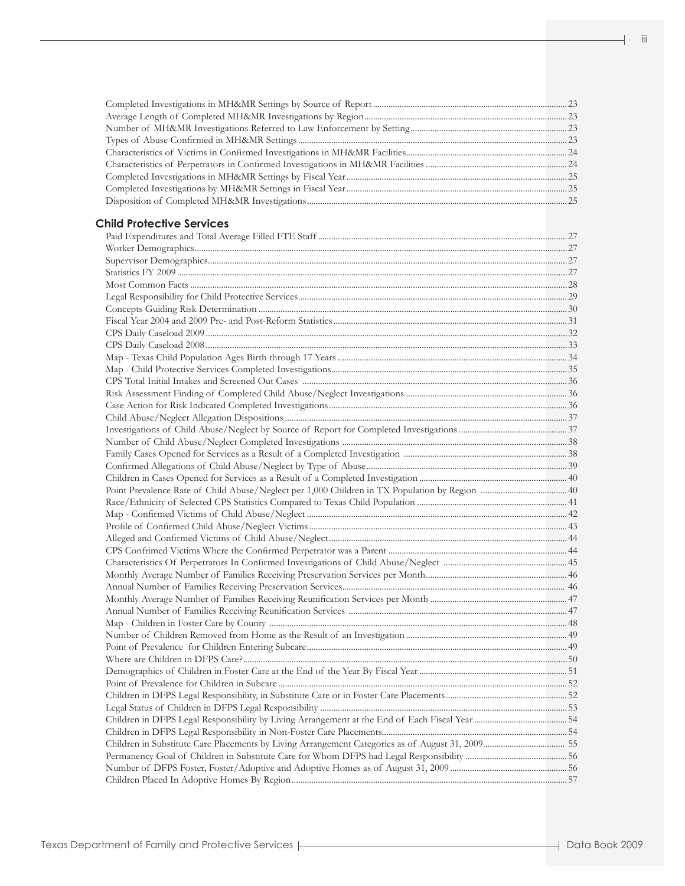Completed Investigations in MH&MR Settings by Source of Report ........ 23
Average Length of Completed MH&MR Investigations by Region ........ 23
Number of MH&MR Investigations Referred to Law Enforcement by Setting ........ 23
Types of Abuse Confirmed in MH&MR Settings ........ 23
Characteristics of Victims in Confirmed Investigations in MH&MR Facilities ........ 24
Characteristics of Perpetrators in Confirmed Investigations in MH&MR Facilities ........ 24
Completed Investigations in MH&MR Settings by Fiscal Year ........ 25
Completed Investigations by MH&MR Settings in Fiscal Year ........ 25
Disposition of Completed MH&MR Investigations ........ 25

## Child Protective Services

Paid Expenditures and Total Average Filled FTE Staff ........ 27
Worker Demographics ........ 27
Supervisor Demographics ........ 27
Statistics FY 2009 ........ 27
Most Common Facts ........ 28
Legal Responsibility for Child Protective Services ........ 29
Concepts Guiding Risk Determination ........ 30
Fiscal Year 2004 and 2009 Pre- and Post-Reform Statistics ........ 31
CPS Daily Caseload 2009 ........ 32
CPS Daily Caseload 2008 ........ 33
Map - Texas Child Population Ages Birth through 17 Years ........ 34
Map - Child Protective Services Completed Investigations ........ 35
CPS Total Initial Intakes and Screened Out Cases ........ 36
Risk Assessment Finding of Completed Child Abuse/Neglect Investigations ........ 36
Case Action for Risk Indicated Completed Investigations ........ 36
Child Abuse/Neglect Allegation Dispositions ........ 37
Investigations of Child Abuse/Neglect by Source of Report for Completed Investigations ........ 37
Number of Child Abuse/Neglect Completed Investigations ........ 38
Family Cases Opened for Services as a Result of a Completed Investigation ........ 38
Confirmed Allegations of Child Abuse/Neglect by Type of Abuse ........ 39
Children in Cases Opened for Services as a Result of a Completed Investigation ........ 40
Point Prevalence Rate of Child Abuse/Neglect per 1,000 Children in TX Population by Region ........ 40
Race/Ethnicity of Selected CPS Statistics Compared to Texas Child Population ........ 41
Map - Confirmed Victims of Child Abuse/Neglect ........ 42
Profile of Confirmed Child Abuse/Neglect Victims ........ 43
Alleged and Confirmed Victims of Child Abuse/Neglect ........ 44
CPS Confrimed Victims Where the Confirmed Perpetrator was a Parent ........ 44
Characteristics Of Perpetrators In Confirmed Investigations of Child Abuse/Neglect ........ 45
Monthly Average Number of Families Receiving Preservation Services per Month ........ 46
Annual Number of Families Receiving Preservation Services ........ 46
Monthly Average Number of Families Receiving Reunification Services per Month ........ 47
Annual Number of Families Receiving Reunification Services ........ 47
Map - Children in Foster Care by County ........ 48
Number of Children Removed from Home as the Result of an Investigation ........ 49
Point of Prevalence for Children Entering Subcare ........ 49
Where are Children in DFPS Care? ........ 50
Demographics of Children in Foster Care at the End of the Year By Fiscal Year ........ 51
Point of Prevalence for Children in Subcare ........ 52
Children in DFPS Legal Responsibility, in Substitute Care or in Foster Care Placements ........ 52
Legal Status of Children in DFPS Legal Responsibility ........ 53
Children in DFPS Legal Responsibility by Living Arrangement at the End of Each Fiscal Year ........ 54
Children in DFPS Legal Responsibility in Non-Foster Care Placements ........ 54
Children in Substitute Care Placements by Living Arrangement Categories as of August 31, 2009 ........ 55
Permanency Goal of Children in Substitute Care for Whom DFPS had Legal Responsibility ........ 56
Number of DFPS Foster, Foster/Adoptive and Adoptive Homes as of August 31, 2009 ........ 56
Children Placed In Adoptive Homes By Region ........ 57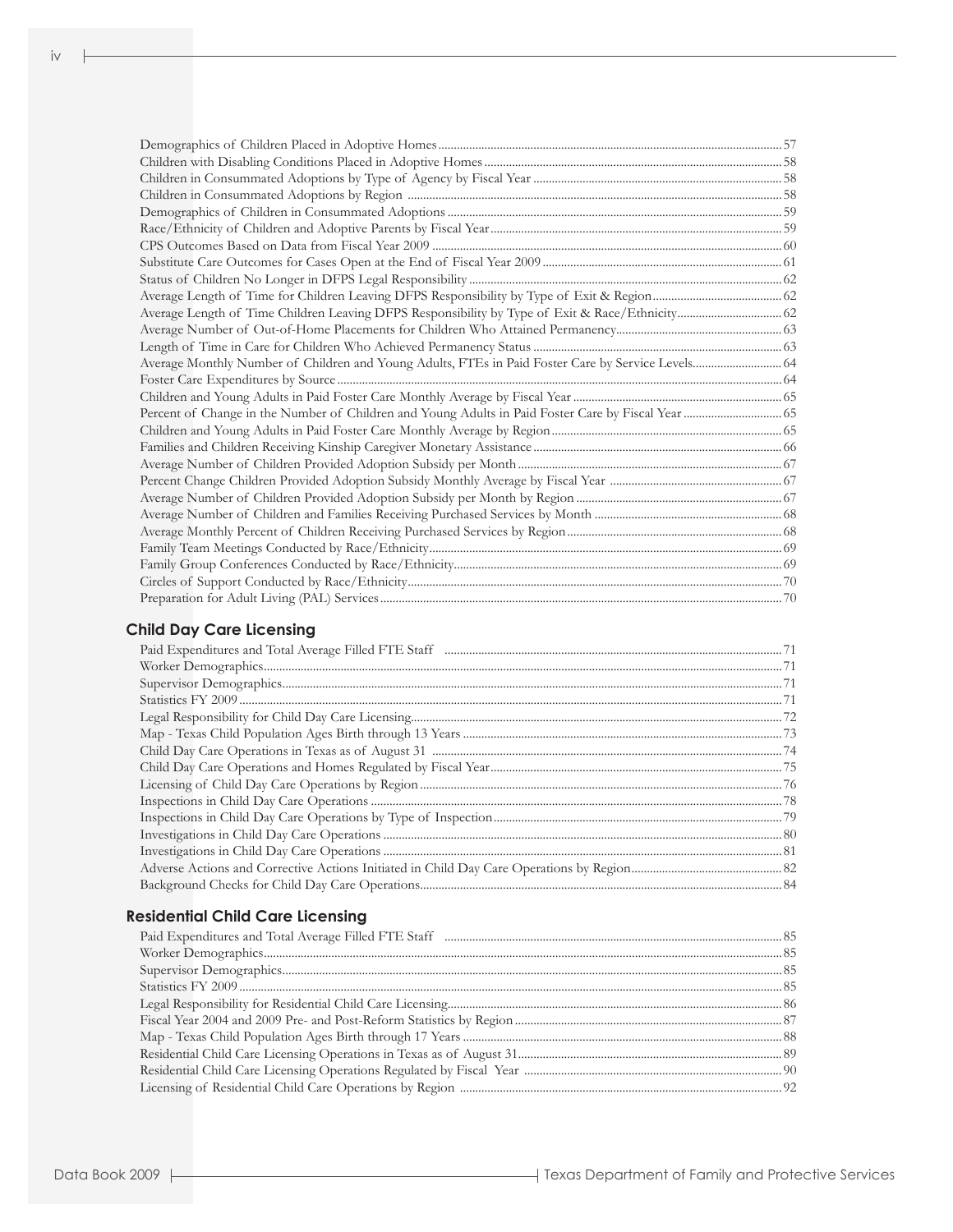Demographics of Children Placed in Adoptive Homes ..... 57
Children with Disabling Conditions Placed in Adoptive Homes ..... 58
Children in Consummated Adoptions by Type of Agency by Fiscal Year ..... 58
Children in Consummated Adoptions by Region ..... 58
Demographics of Children in Consummated Adoptions ..... 59
Race/Ethnicity of Children and Adoptive Parents by Fiscal Year ..... 59
CPS Outcomes Based on Data from Fiscal Year 2009 ..... 60
Substitute Care Outcomes for Cases Open at the End of Fiscal Year 2009 ..... 61
Status of Children No Longer in DFPS Legal Responsibility ..... 62
Average Length of Time for Children Leaving DFPS Responsibility by Type of Exit & Region ..... 62
Average Length of Time Children Leaving DFPS Responsibility by Type of Exit & Race/Ethnicity ..... 62
Average Number of Out-of-Home Placements for Children Who Attained Permanency ..... 63
Length of Time in Care for Children Who Achieved Permanency Status ..... 63
Average Monthly Number of Children and Young Adults, FTEs in Paid Foster Care by Service Levels ..... 64
Foster Care Expenditures by Source ..... 64
Children and Young Adults in Paid Foster Care Monthly Average by Fiscal Year ..... 65
Percent of Change in the Number of Children and Young Adults in Paid Foster Care by Fiscal Year ..... 65
Children and Young Adults in Paid Foster Care Monthly Average by Region ..... 65
Families and Children Receiving Kinship Caregiver Monetary Assistance ..... 66
Average Number of Children Provided Adoption Subsidy per Month ..... 67
Percent Change Children Provided Adoption Subsidy Monthly Average by Fiscal Year ..... 67
Average Number of Children Provided Adoption Subsidy per Month by Region ..... 67
Average Number of Children and Families Receiving Purchased Services by Month ..... 68
Average Monthly Percent of Children Receiving Purchased Services by Region ..... 68
Family Team Meetings Conducted by Race/Ethnicity ..... 69
Family Group Conferences Conducted by Race/Ethnicity ..... 69
Circles of Support Conducted by Race/Ethnicity ..... 70
Preparation for Adult Living (PAL) Services ..... 70

## Child Day Care Licensing

Paid Expenditures and Total Average Filled FTE Staff ..... 71
Worker Demographics ..... 71
Supervisor Demographics ..... 71
Statistics FY 2009 ..... 71
Legal Responsibility for Child Day Care Licensing ..... 72
Map - Texas Child Population Ages Birth through 13 Years ..... 73
Child Day Care Operations in Texas as of August 31 ..... 74
Child Day Care Operations and Homes Regulated by Fiscal Year ..... 75
Licensing of Child Day Care Operations by Region ..... 76
Inspections in Child Day Care Operations ..... 78
Inspections in Child Day Care Operations by Type of Inspection ..... 79
Investigations in Child Day Care Operations ..... 80
Investigations in Child Day Care Operations ..... 81
Adverse Actions and Corrective Actions Initiated in Child Day Care Operations by Region ..... 82
Background Checks for Child Day Care Operations ..... 84

## Residential Child Care Licensing

Paid Expenditures and Total Average Filled FTE Staff ..... 85
Worker Demographics ..... 85
Supervisor Demographics ..... 85
Statistics FY 2009 ..... 85
Legal Responsibility for Residential Child Care Licensing ..... 86
Fiscal Year 2004 and 2009 Pre- and Post-Reform Statistics by Region ..... 87
Map - Texas Child Population Ages Birth through 17 Years ..... 88
Residential Child Care Licensing Operations in Texas as of August 31 ..... 89
Residential Child Care Licensing Operations Regulated by Fiscal Year ..... 90
Licensing of Residential Child Care Operations by Region ..... 92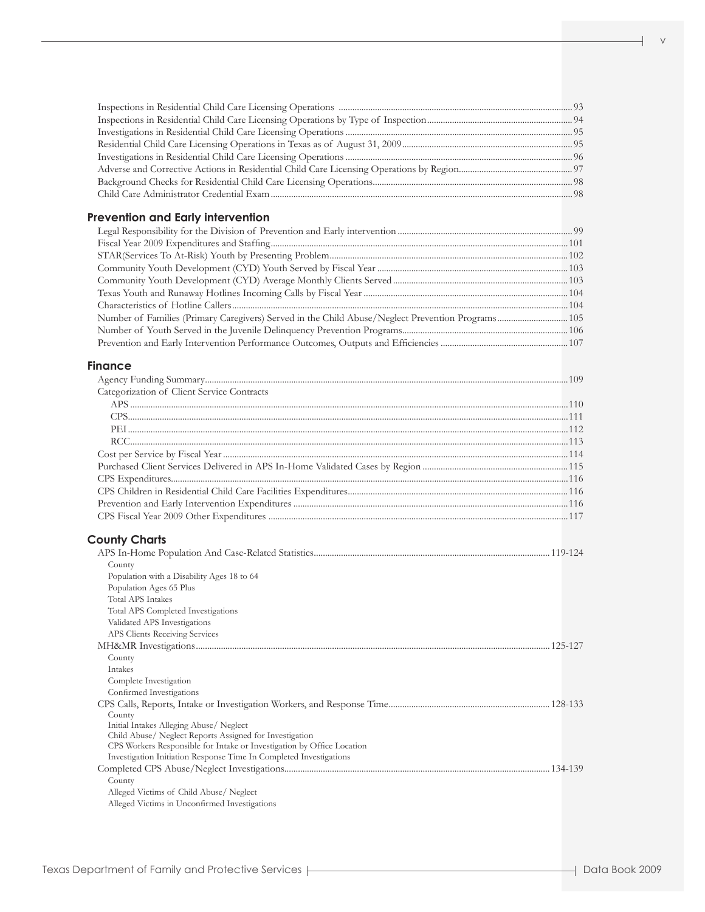Inspections in Residential Child Care Licensing Operations ........ 93
Inspections in Residential Child Care Licensing Operations by Type of Inspection ........ 94
Investigations in Residential Child Care Licensing Operations ........ 95
Residential Child Care Licensing Operations in Texas as of August 31, 2009 ........ 95
Investigations in Residential Child Care Licensing Operations ........ 96
Adverse and Corrective Actions in Residential Child Care Licensing Operations by Region ........ 97
Background Checks for Residential Child Care Licensing Operations ........ 98
Child Care Administrator Credential Exam ........ 98

## Prevention and Early intervention

Legal Responsibility for the Division of Prevention and Early intervention ........ 99
Fiscal Year 2009 Expenditures and Staffing ........ 101
STAR(Services To At-Risk) Youth by Presenting Problem ........ 102
Community Youth Development (CYD) Youth Served by Fiscal Year ........ 103
Community Youth Development (CYD) Average Monthly Clients Served ........ 103
Texas Youth and Runaway Hotlines Incoming Calls by Fiscal Year ........ 104
Characteristics of Hotline Callers ........ 104
Number of Families (Primary Caregivers) Served in the Child Abuse/Neglect Prevention Programs ........ 105
Number of Youth Served in the Juvenile Delinquency Prevention Programs ........ 106
Prevention and Early Intervention Performance Outcomes, Outputs and Efficiencies ........ 107

## Finance

Agency Funding Summary ........ 109
Categorization of Client Service Contracts
- APS ........ 110
- CPS ........ 111
- PEI ........ 112
- RCC ........ 113

Cost per Service by Fiscal Year ........ 114
Purchased Client Services Delivered in APS In-Home Validated Cases by Region ........ 115
CPS Expenditures ........ 116
CPS Children in Residential Child Care Facilities Expenditures ........ 116
Prevention and Early Intervention Expenditures ........ 116
CPS Fiscal Year 2009 Other Expenditures ........ 117

## County Charts

APS In-Home Population And Case-Related Statistics ........ 119-124
- County
- Population with a Disability Ages 18 to 64
- Population Ages 65 Plus
- Total APS Intakes
- Total APS Completed Investigations
- Validated APS Investigations
- APS Clients Receiving Services

MH&MR Investigations ........ 125-127
- County
- Intakes
- Complete Investigation
- Confirmed Investigations

CPS Calls, Reports, Intake or Investigation Workers, and Response Time ........ 128-133
- County
- Initial Intakes Alleging Abuse/ Neglect
- Child Abuse/ Neglect Reports Assigned for Investigation
- CPS Workers Responsible for Intake or Investigation by Office Location
- Investigation Initiation Response Time In Completed Investigations

Completed CPS Abuse/Neglect Investigations ........ 134-139
- County
- Alleged Victims of Child Abuse/ Neglect
- Alleged Victims in Unconfirmed Investigations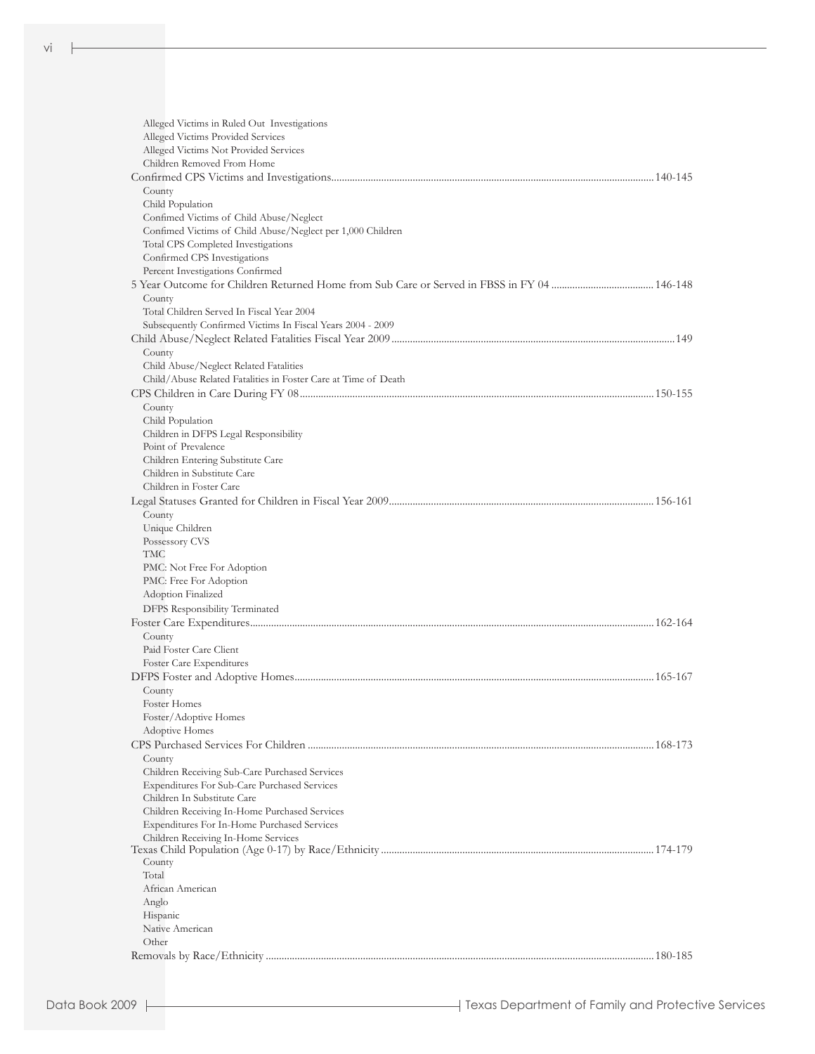- Alleged Victims in Ruled Out Investigations
- Alleged Victims Provided Services
- Alleged Victims Not Provided Services
- Children Removed From Home

Confirmed CPS Victims and Investigations....................................................................................................................140-145

- County
- Child Population
- Confimed Victims of Child Abuse/Neglect
- Confimed Victims of Child Abuse/Neglect per 1,000 Children
- Total CPS Completed Investigations
- Confirmed CPS Investigations
- Percent Investigations Confirmed

5 Year Outcome for Children Returned Home from Sub Care or Served in FBSS in FY 04 ......................................146-148

- County
- Total Children Served In Fiscal Year 2004
- Subsequently Confirmed Victims In Fiscal Years 2004 - 2009

Child Abuse/Neglect Related Fatalities Fiscal Year 2009..........................................................................................................149

- County
- Child Abuse/Neglect Related Fatalities
- Child/Abuse Related Fatalities in Foster Care at Time of Death

CPS Children in Care During FY 08.....................................................................................................................................150-155

- County
- Child Population
- Children in DFPS Legal Responsibility
- Point of Prevalence
- Children Entering Substitute Care
- Children in Substitute Care
- Children in Foster Care

Legal Statuses Granted for Children in Fiscal Year 2009...................................................................................................156-161

- County
- Unique Children
- Possessory CVS
- TMC
- PMC: Not Free For Adoption
- PMC: Free For Adoption
- Adoption Finalized
- DFPS Responsibility Terminated

Foster Care Expenditures........................................................................................................................................................162-164

- County
- Paid Foster Care Client
- Foster Care Expenditures

DFPS Foster and Adoptive Homes.......................................................................................................................................165-167

- County
- Foster Homes
- Foster/Adoptive Homes
- Adoptive Homes

CPS Purchased Services For Children ..................................................................................................................................168-173

- County
- Children Receiving Sub-Care Purchased Services
- Expenditures For Sub-Care Purchased Services
- Children In Substitute Care
- Children Receiving In-Home Purchased Services
- Expenditures For In-Home Purchased Services
- Children Receiving In-Home Services

Texas Child Population (Age 0-17) by Race/Ethnicity .......................................................................................................174-179

- County
- Total
- African American
- Anglo
- Hispanic
- Native American
- Other

Removals by Race/Ethnicity ..................................................................................................................................................180-185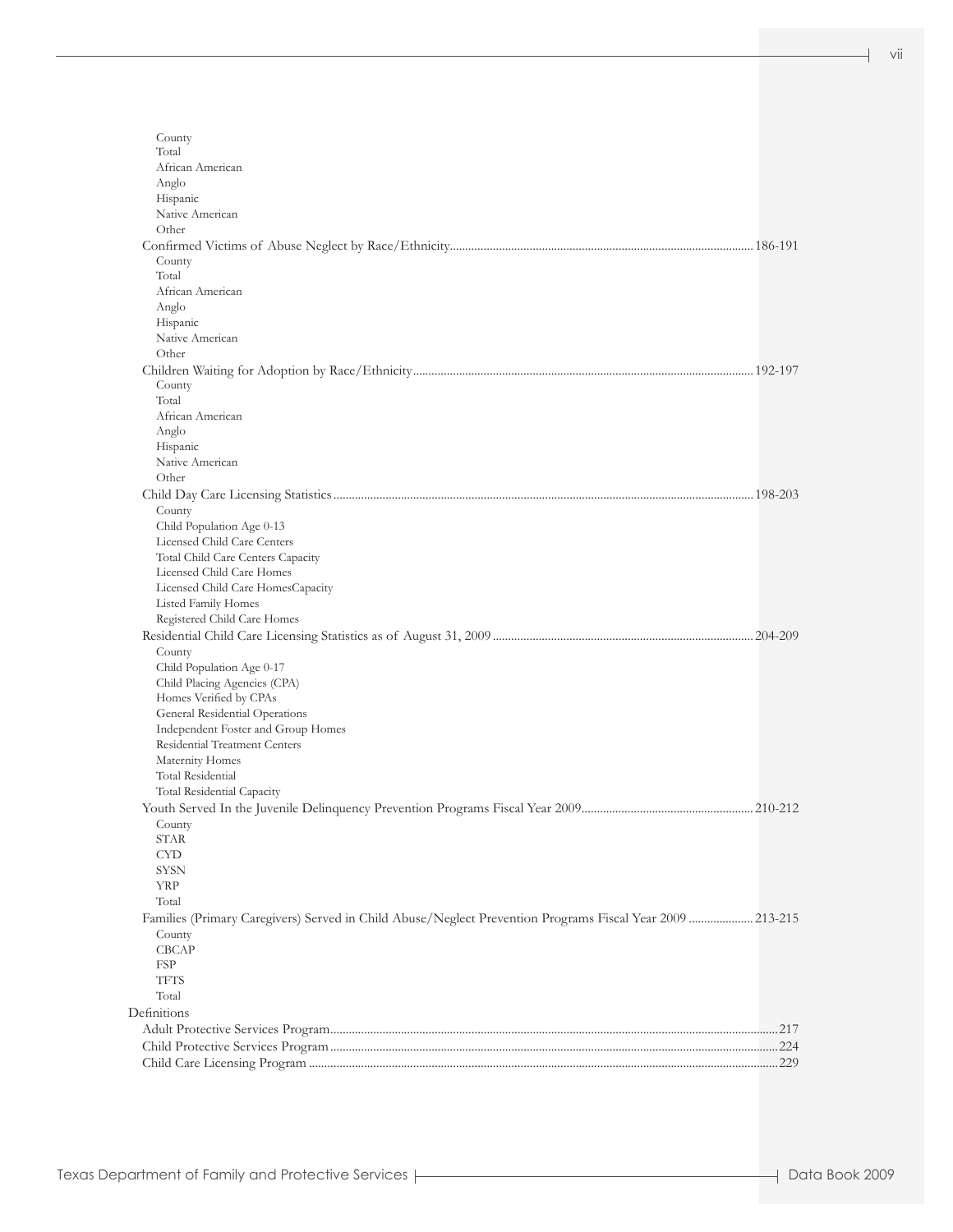County
Total
African American
Anglo
Hispanic
Native American
Other

Confirmed Victims of Abuse Neglect by Race/Ethnicity .......... 186-191
- County
- Total
- African American
- Anglo
- Hispanic
- Native American
- Other

Children Waiting for Adoption by Race/Ethnicity .......... 192-197
- County
- Total
- African American
- Anglo
- Hispanic
- Native American
- Other

Child Day Care Licensing Statistics .......... 198-203
- County
- Child Population Age 0-13
- Licensed Child Care Centers
- Total Child Care Centers Capacity
- Licensed Child Care Homes
- Licensed Child Care HomesCapacity
- Listed Family Homes
- Registered Child Care Homes

Residential Child Care Licensing Statistics as of August 31, 2009 .......... 204-209
- County
- Child Population Age 0-17
- Child Placing Agencies (CPA)
- Homes Verified by CPAs
- General Residential Operations
- Independent Foster and Group Homes
- Residential Treatment Centers
- Maternity Homes
- Total Residential
- Total Residential Capacity

Youth Served In the Juvenile Delinquency Prevention Programs Fiscal Year 2009 .......... 210-212
- County
- STAR
- CYD
- SYSN
- YRP
- Total

Families (Primary Caregivers) Served in Child Abuse/Neglect Prevention Programs Fiscal Year 2009 .......... 213-215
- County
- CBCAP
- FSP
- TFTS
- Total

Definitions
- Adult Protective Services Program .......... 217
- Child Protective Services Program .......... 224
- Child Care Licensing Program .......... 229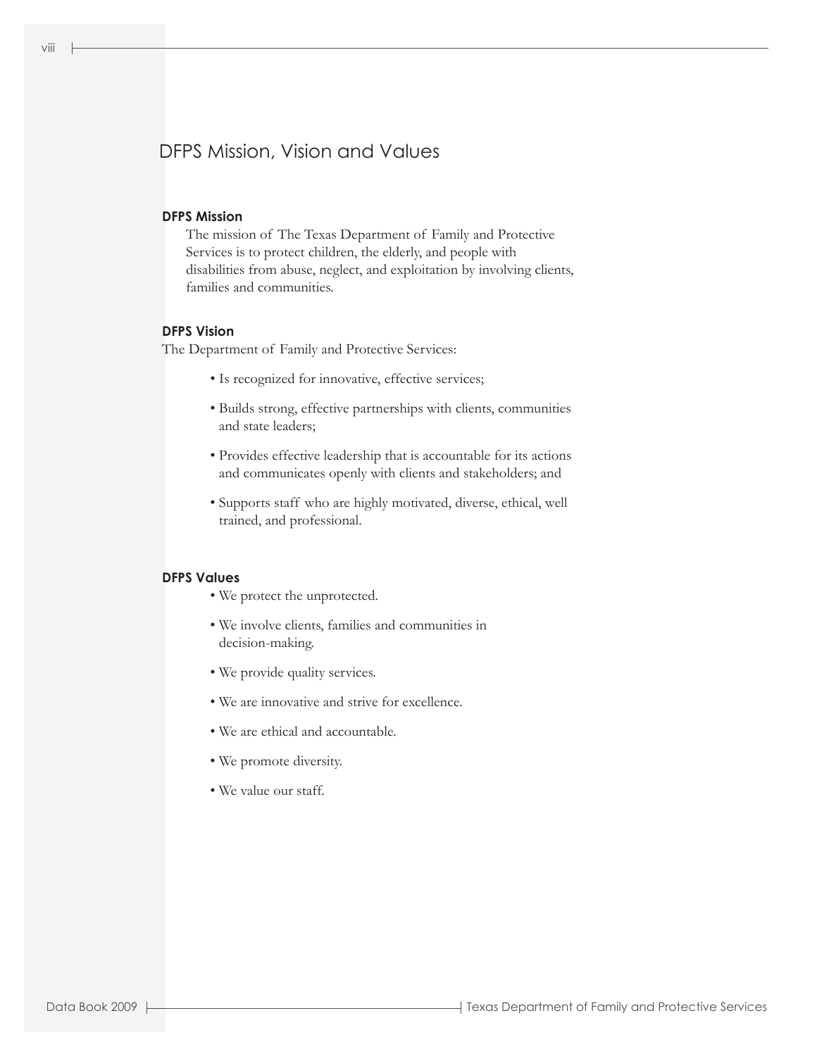# DFPS Mission, Vision and Values

### DFPS Mission

The mission of The Texas Department of Family and Protective Services is to protect children, the elderly, and people with disabilities from abuse, neglect, and exploitation by involving clients, families and communities.

### DFPS Vision

The Department of Family and Protective Services:

- Is recognized for innovative, effective services;
- Builds strong, effective partnerships with clients, communities and state leaders;
- Provides effective leadership that is accountable for its actions and communicates openly with clients and stakeholders; and
- Supports staff who are highly motivated, diverse, ethical, well trained, and professional.

### DFPS Values

- We protect the unprotected.
- We involve clients, families and communities in decision-making.
- We provide quality services.
- We are innovative and strive for excellence.
- We are ethical and accountable.
- We promote diversity.
- We value our staff.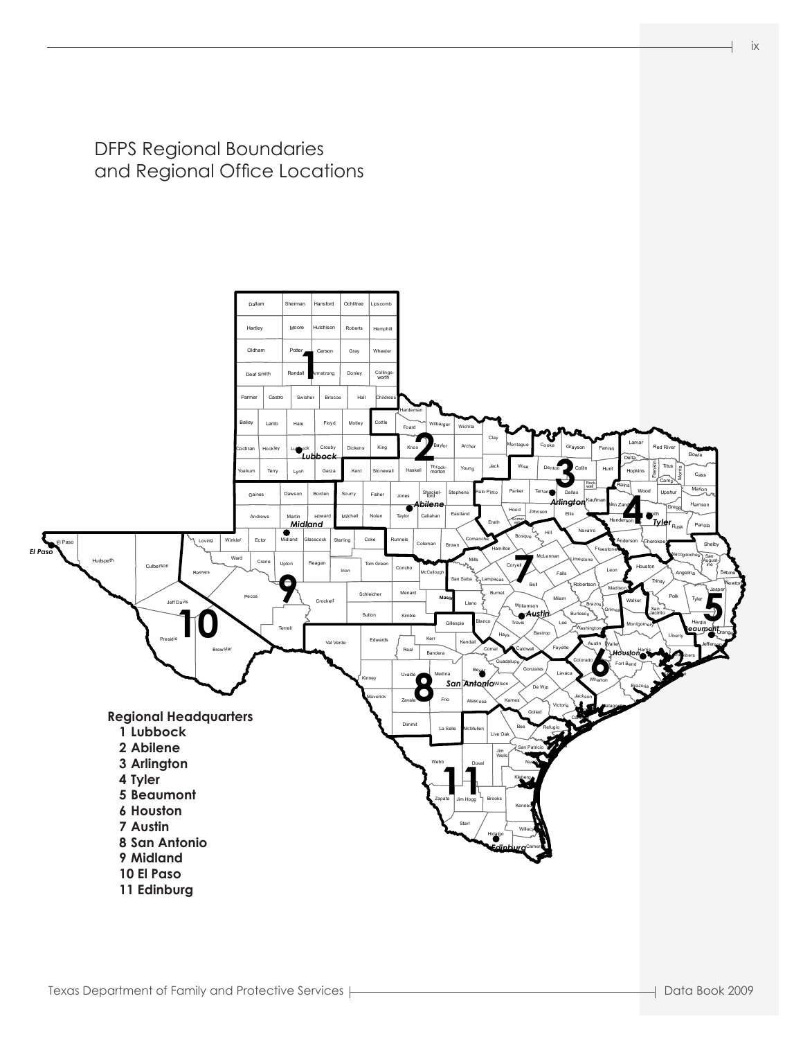# DFPS Regional Boundaries and Regional Office Locations

**Regional Headquarters**

1. **Lubbock**
2. **Abilene**
3. **Arlington**
4. **Tyler**
5. **Beaumont**
6. **Houston**
7. **Austin**
8. **San Antonio**
9. **Midland**
10. **El Paso**
11. **Edinburg**